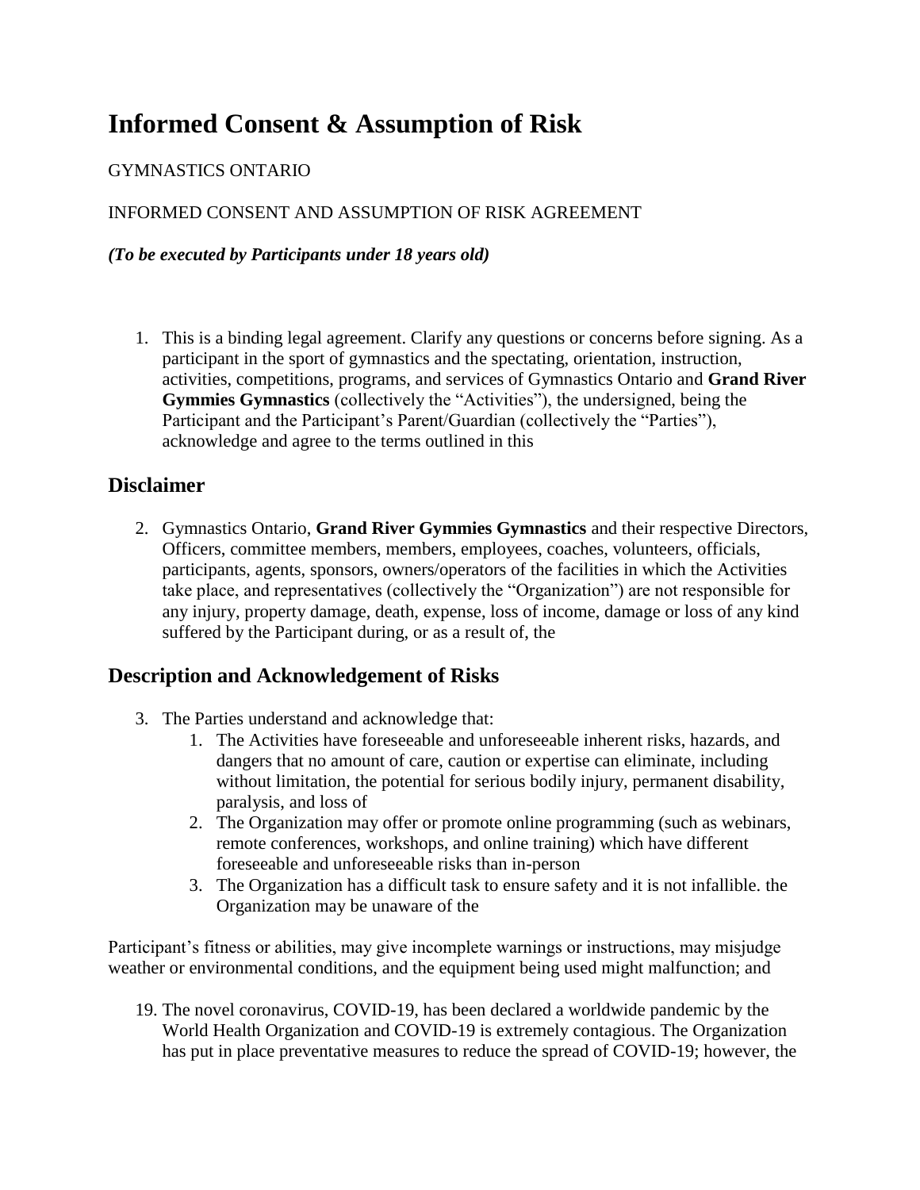# Informed Consent & Assumption of Risk

GYMNASTICS ONTARIO

INFORMED CONSENT AND ASSUMPTION OF RISK AGREEMENT

***(To be executed by Participants under 18 years old)***

1. This is a binding legal agreement. Clarify any questions or concerns before signing. As a participant in the sport of gymnastics and the spectating, orientation, instruction, activities, competitions, programs, and services of Gymnastics Ontario and **Grand River Gymmies Gymnastics** (collectively the "Activities"), the undersigned, being the Participant and the Participant's Parent/Guardian (collectively the "Parties"), acknowledge and agree to the terms outlined in this

## Disclaimer

2. Gymnastics Ontario, **Grand River Gymmies Gymnastics** and their respective Directors, Officers, committee members, members, employees, coaches, volunteers, officials, participants, agents, sponsors, owners/operators of the facilities in which the Activities take place, and representatives (collectively the "Organization") are not responsible for any injury, property damage, death, expense, loss of income, damage or loss of any kind suffered by the Participant during, or as a result of, the

## Description and Acknowledgement of Risks

3. The Parties understand and acknowledge that:
    1. The Activities have foreseeable and unforeseeable inherent risks, hazards, and dangers that no amount of care, caution or expertise can eliminate, including without limitation, the potential for serious bodily injury, permanent disability, paralysis, and loss of
    2. The Organization may offer or promote online programming (such as webinars, remote conferences, workshops, and online training) which have different foreseeable and unforeseeable risks than in-person
    3. The Organization has a difficult task to ensure safety and it is not infallible. the Organization may be unaware of the

Participant's fitness or abilities, may give incomplete warnings or instructions, may misjudge weather or environmental conditions, and the equipment being used might malfunction; and

19. The novel coronavirus, COVID-19, has been declared a worldwide pandemic by the World Health Organization and COVID-19 is extremely contagious. The Organization has put in place preventative measures to reduce the spread of COVID-19; however, the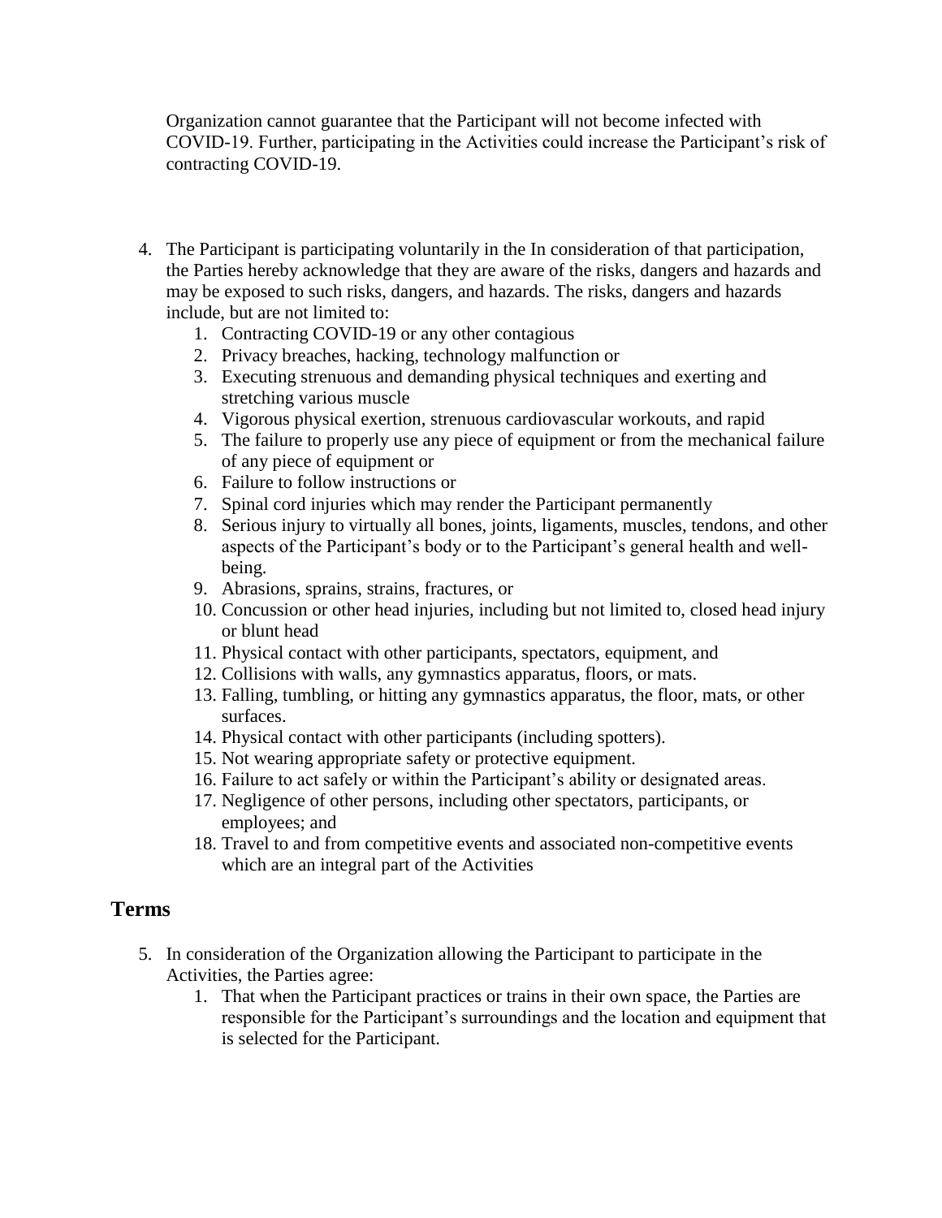Organization cannot guarantee that the Participant will not become infected with COVID-19. Further, participating in the Activities could increase the Participant's risk of contracting COVID-19.

4. The Participant is participating voluntarily in the In consideration of that participation, the Parties hereby acknowledge that they are aware of the risks, dangers and hazards and may be exposed to such risks, dangers, and hazards. The risks, dangers and hazards include, but are not limited to:
    1. Contracting COVID-19 or any other contagious
    2. Privacy breaches, hacking, technology malfunction or
    3. Executing strenuous and demanding physical techniques and exerting and stretching various muscle
    4. Vigorous physical exertion, strenuous cardiovascular workouts, and rapid
    5. The failure to properly use any piece of equipment or from the mechanical failure of any piece of equipment or
    6. Failure to follow instructions or
    7. Spinal cord injuries which may render the Participant permanently
    8. Serious injury to virtually all bones, joints, ligaments, muscles, tendons, and other aspects of the Participant's body or to the Participant's general health and well-being.
    9. Abrasions, sprains, strains, fractures, or
    10. Concussion or other head injuries, including but not limited to, closed head injury or blunt head
    11. Physical contact with other participants, spectators, equipment, and
    12. Collisions with walls, any gymnastics apparatus, floors, or mats.
    13. Falling, tumbling, or hitting any gymnastics apparatus, the floor, mats, or other surfaces.
    14. Physical contact with other participants (including spotters).
    15. Not wearing appropriate safety or protective equipment.
    16. Failure to act safely or within the Participant's ability or designated areas.
    17. Negligence of other persons, including other spectators, participants, or employees; and
    18. Travel to and from competitive events and associated non-competitive events which are an integral part of the Activities

## Terms

5. In consideration of the Organization allowing the Participant to participate in the Activities, the Parties agree:
    1. That when the Participant practices or trains in their own space, the Parties are responsible for the Participant's surroundings and the location and equipment that is selected for the Participant.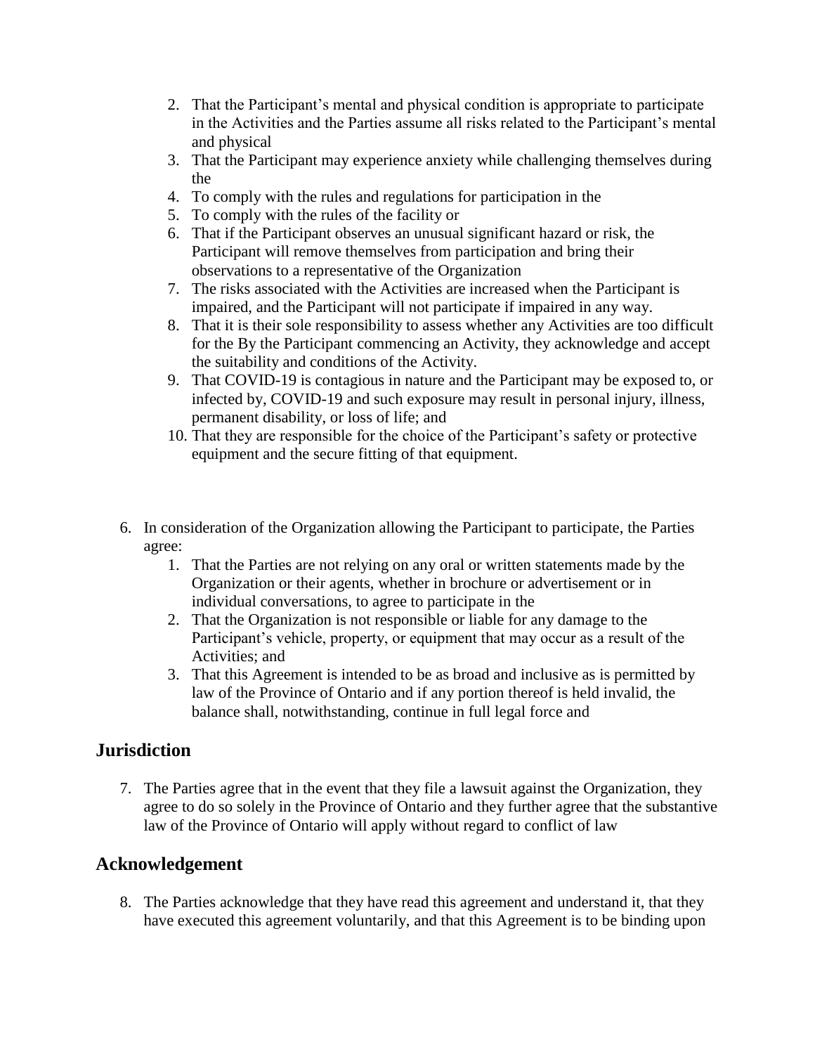2. That the Participant's mental and physical condition is appropriate to participate in the Activities and the Parties assume all risks related to the Participant's mental and physical
3. That the Participant may experience anxiety while challenging themselves during the
4. To comply with the rules and regulations for participation in the
5. To comply with the rules of the facility or
6. That if the Participant observes an unusual significant hazard or risk, the Participant will remove themselves from participation and bring their observations to a representative of the Organization
7. The risks associated with the Activities are increased when the Participant is impaired, and the Participant will not participate if impaired in any way.
8. That it is their sole responsibility to assess whether any Activities are too difficult for the By the Participant commencing an Activity, they acknowledge and accept the suitability and conditions of the Activity.
9. That COVID-19 is contagious in nature and the Participant may be exposed to, or infected by, COVID-19 and such exposure may result in personal injury, illness, permanent disability, or loss of life; and
10. That they are responsible for the choice of the Participant's safety or protective equipment and the secure fitting of that equipment.

6. In consideration of the Organization allowing the Participant to participate, the Parties agree:
    1. That the Parties are not relying on any oral or written statements made by the Organization or their agents, whether in brochure or advertisement or in individual conversations, to agree to participate in the
    2. That the Organization is not responsible or liable for any damage to the Participant's vehicle, property, or equipment that may occur as a result of the Activities; and
    3. That this Agreement is intended to be as broad and inclusive as is permitted by law of the Province of Ontario and if any portion thereof is held invalid, the balance shall, notwithstanding, continue in full legal force and

## Jurisdiction

7. The Parties agree that in the event that they file a lawsuit against the Organization, they agree to do so solely in the Province of Ontario and they further agree that the substantive law of the Province of Ontario will apply without regard to conflict of law

## Acknowledgement

8. The Parties acknowledge that they have read this agreement and understand it, that they have executed this agreement voluntarily, and that this Agreement is to be binding upon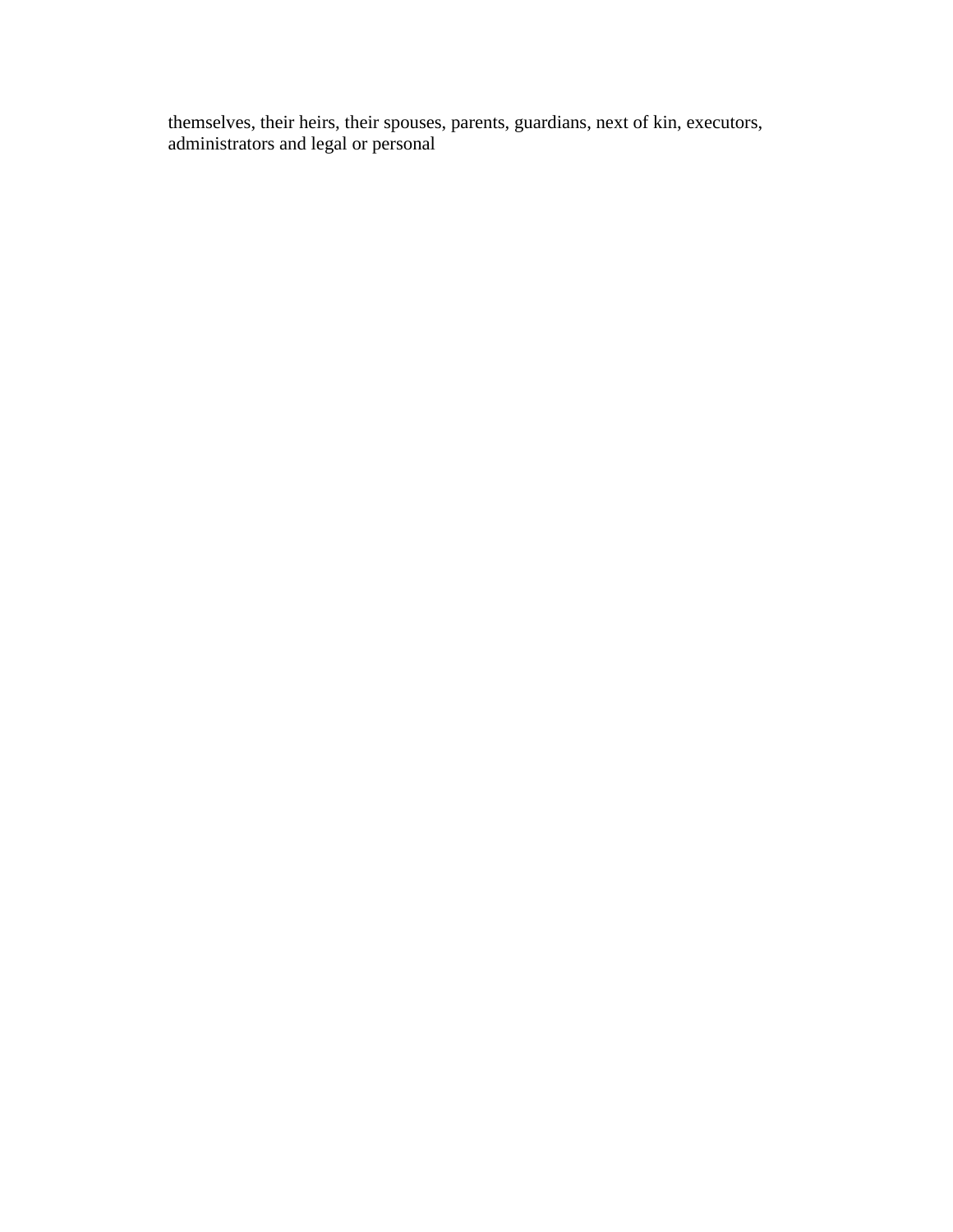themselves, their heirs, their spouses, parents, guardians, next of kin, executors, administrators and legal or personal